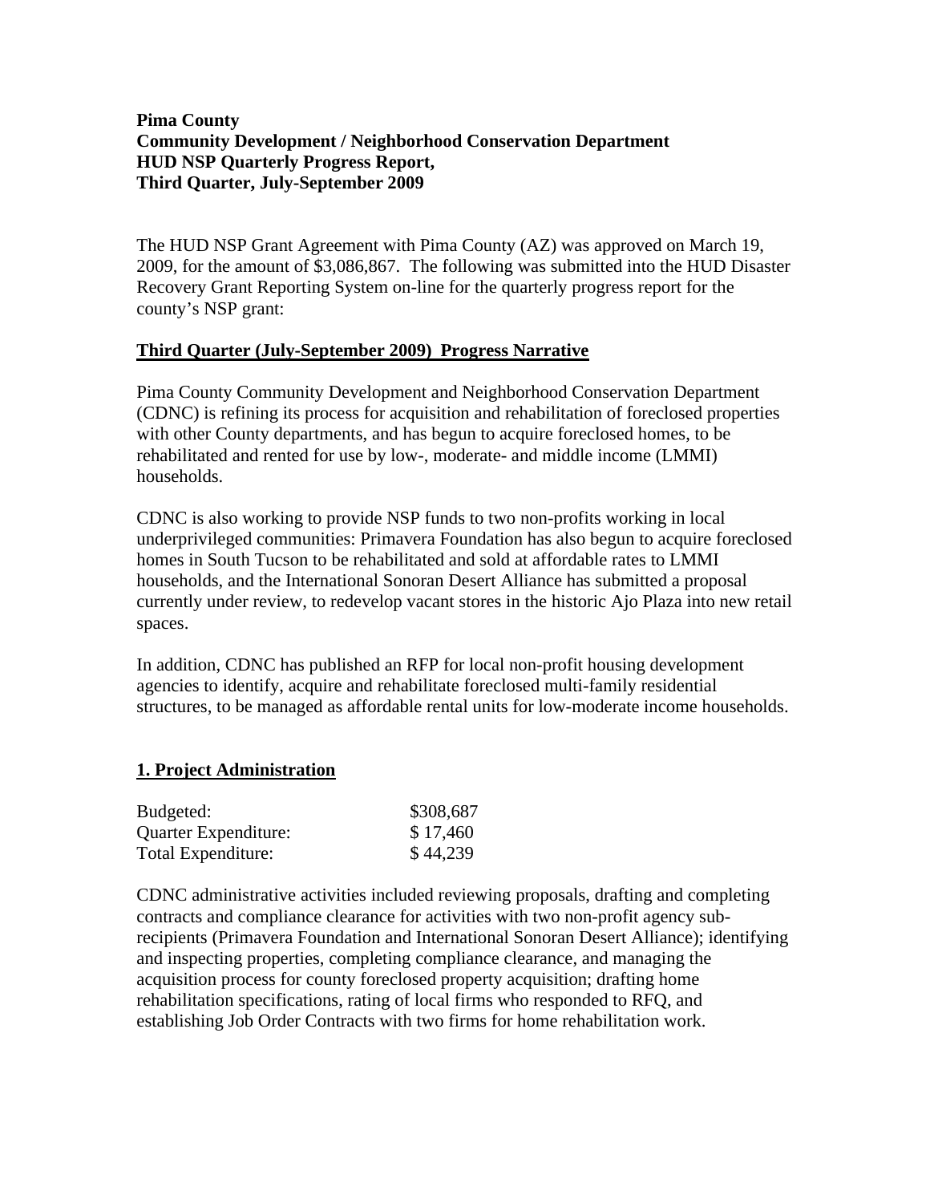**Pima County**
**Community Development / Neighborhood Conservation Department**
**HUD NSP Quarterly Progress Report,**
**Third Quarter, July-September 2009**

The HUD NSP Grant Agreement with Pima County (AZ) was approved on March 19, 2009, for the amount of $3,086,867. The following was submitted into the HUD Disaster Recovery Grant Reporting System on-line for the quarterly progress report for the county's NSP grant:

## Third Quarter (July-September 2009) Progress Narrative

Pima County Community Development and Neighborhood Conservation Department (CDNC) is refining its process for acquisition and rehabilitation of foreclosed properties with other County departments, and has begun to acquire foreclosed homes, to be rehabilitated and rented for use by low-, moderate- and middle income (LMMI) households.

CDNC is also working to provide NSP funds to two non-profits working in local underprivileged communities: Primavera Foundation has also begun to acquire foreclosed homes in South Tucson to be rehabilitated and sold at affordable rates to LMMI households, and the International Sonoran Desert Alliance has submitted a proposal currently under review, to redevelop vacant stores in the historic Ajo Plaza into new retail spaces.

In addition, CDNC has published an RFP for local non-profit housing development agencies to identify, acquire and rehabilitate foreclosed multi-family residential structures, to be managed as affordable rental units for low-moderate income households.

## 1. Project Administration

| | |
|---|---|
| Budgeted: | $308,687 |
| Quarter Expenditure: | $ 17,460 |
| Total Expenditure: | $ 44,239 |

CDNC administrative activities included reviewing proposals, drafting and completing contracts and compliance clearance for activities with two non-profit agency sub-recipients (Primavera Foundation and International Sonoran Desert Alliance); identifying and inspecting properties, completing compliance clearance, and managing the acquisition process for county foreclosed property acquisition; drafting home rehabilitation specifications, rating of local firms who responded to RFQ, and establishing Job Order Contracts with two firms for home rehabilitation work.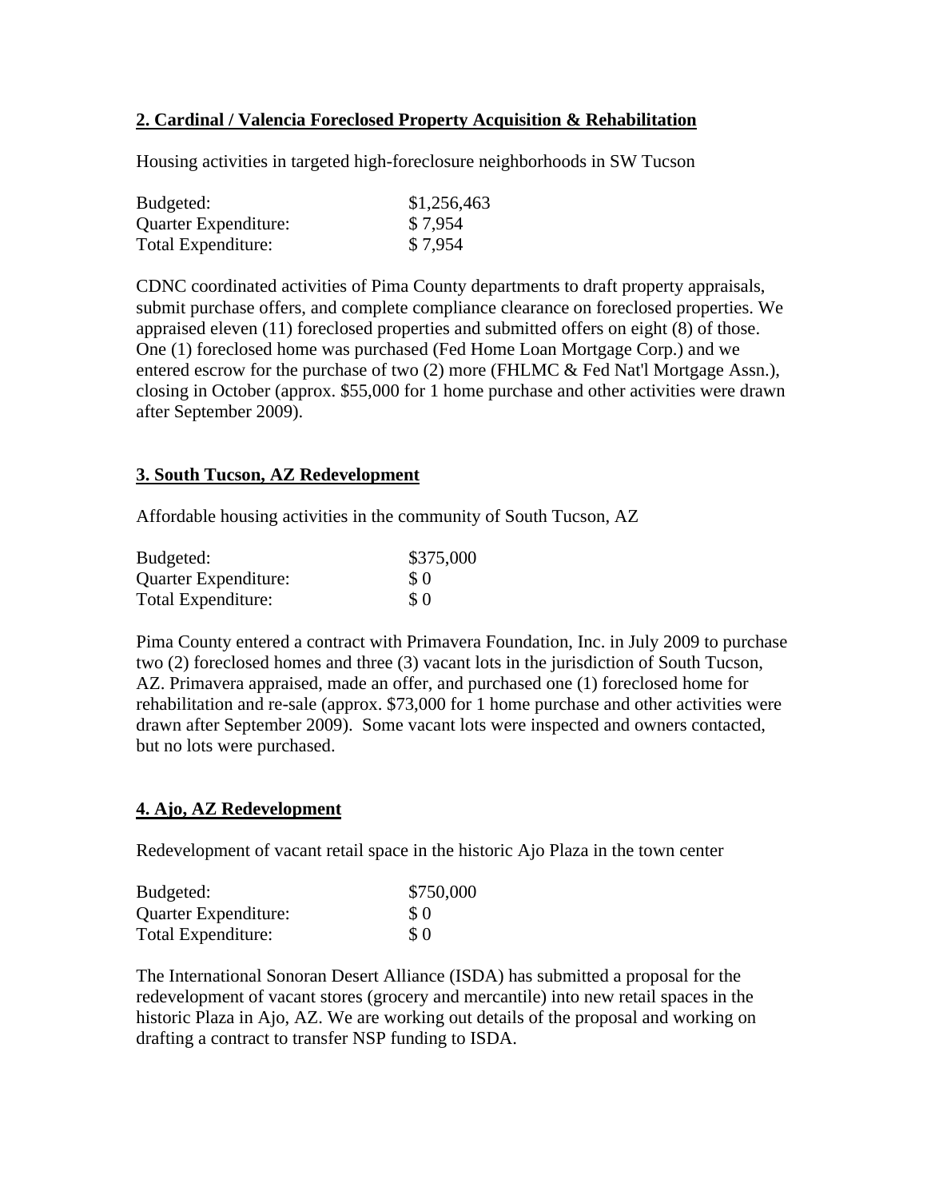**2. Cardinal / Valencia Foreclosed Property Acquisition & Rehabilitation**

Housing activities in targeted high-foreclosure neighborhoods in SW Tucson

| | |
|---|---|
| Budgeted: | $1,256,463 |
| Quarter Expenditure: | $ 7,954 |
| Total Expenditure: | $ 7,954 |

CDNC coordinated activities of Pima County departments to draft property appraisals, submit purchase offers, and complete compliance clearance on foreclosed properties. We appraised eleven (11) foreclosed properties and submitted offers on eight (8) of those. One (1) foreclosed home was purchased (Fed Home Loan Mortgage Corp.) and we entered escrow for the purchase of two (2) more (FHLMC & Fed Nat'l Mortgage Assn.), closing in October (approx. $55,000 for 1 home purchase and other activities were drawn after September 2009).

**3. South Tucson, AZ Redevelopment**

Affordable housing activities in the community of South Tucson, AZ

| | |
|---|---|
| Budgeted: | $375,000 |
| Quarter Expenditure: | $ 0 |
| Total Expenditure: | $ 0 |

Pima County entered a contract with Primavera Foundation, Inc. in July 2009 to purchase two (2) foreclosed homes and three (3) vacant lots in the jurisdiction of South Tucson, AZ. Primavera appraised, made an offer, and purchased one (1) foreclosed home for rehabilitation and re-sale (approx. $73,000 for 1 home purchase and other activities were drawn after September 2009). Some vacant lots were inspected and owners contacted, but no lots were purchased.

**4. Ajo, AZ Redevelopment**

Redevelopment of vacant retail space in the historic Ajo Plaza in the town center

| | |
|---|---|
| Budgeted: | $750,000 |
| Quarter Expenditure: | $ 0 |
| Total Expenditure: | $ 0 |

The International Sonoran Desert Alliance (ISDA) has submitted a proposal for the redevelopment of vacant stores (grocery and mercantile) into new retail spaces in the historic Plaza in Ajo, AZ. We are working out details of the proposal and working on drafting a contract to transfer NSP funding to ISDA.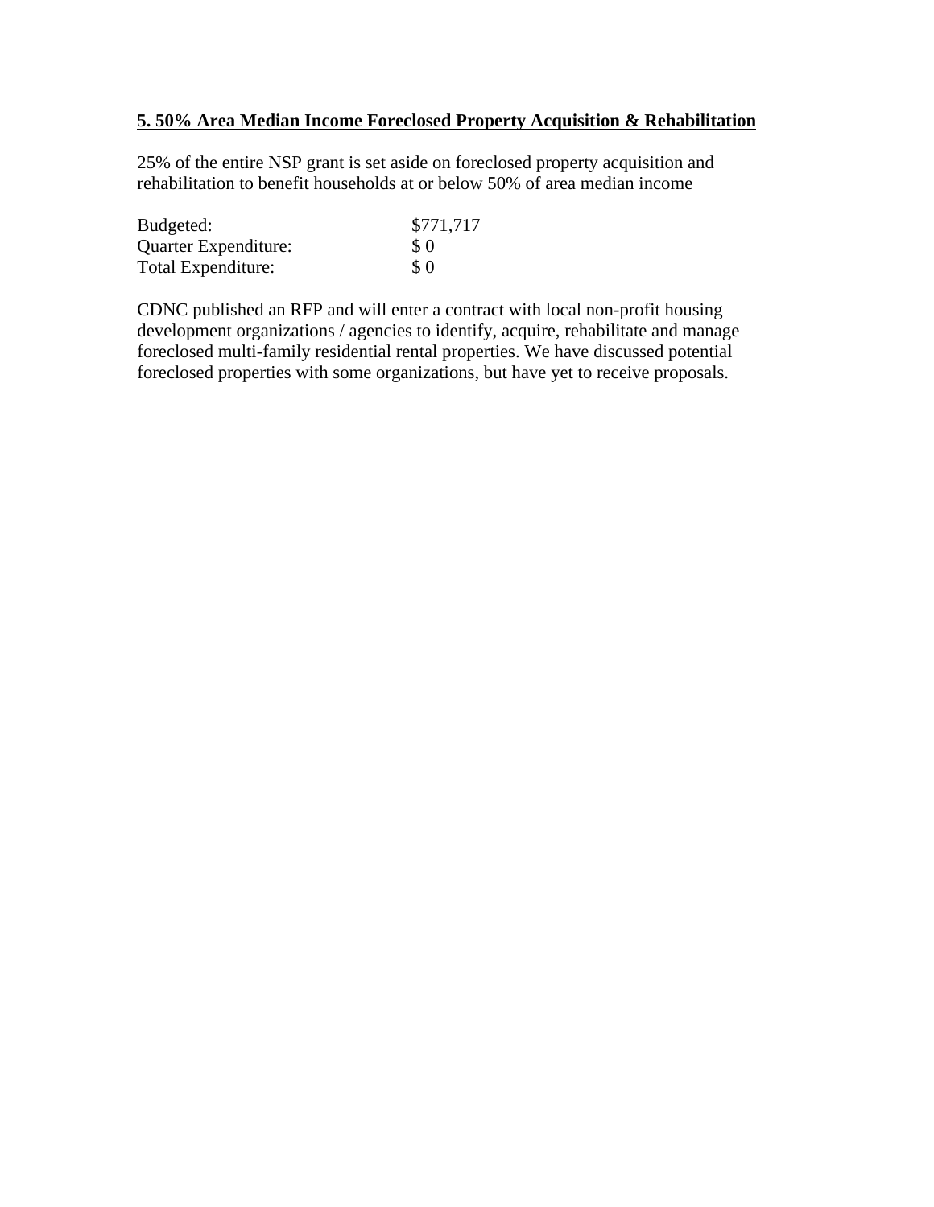**5. 50% Area Median Income Foreclosed Property Acquisition & Rehabilitation**

25% of the entire NSP grant is set aside on foreclosed property acquisition and rehabilitation to benefit households at or below 50% of area median income

| | |
|---|---|
| Budgeted: | $771,717 |
| Quarter Expenditure: | $ 0 |
| Total Expenditure: | $ 0 |

CDNC published an RFP and will enter a contract with local non-profit housing development organizations / agencies to identify, acquire, rehabilitate and manage foreclosed multi-family residential rental properties. We have discussed potential foreclosed properties with some organizations, but have yet to receive proposals.